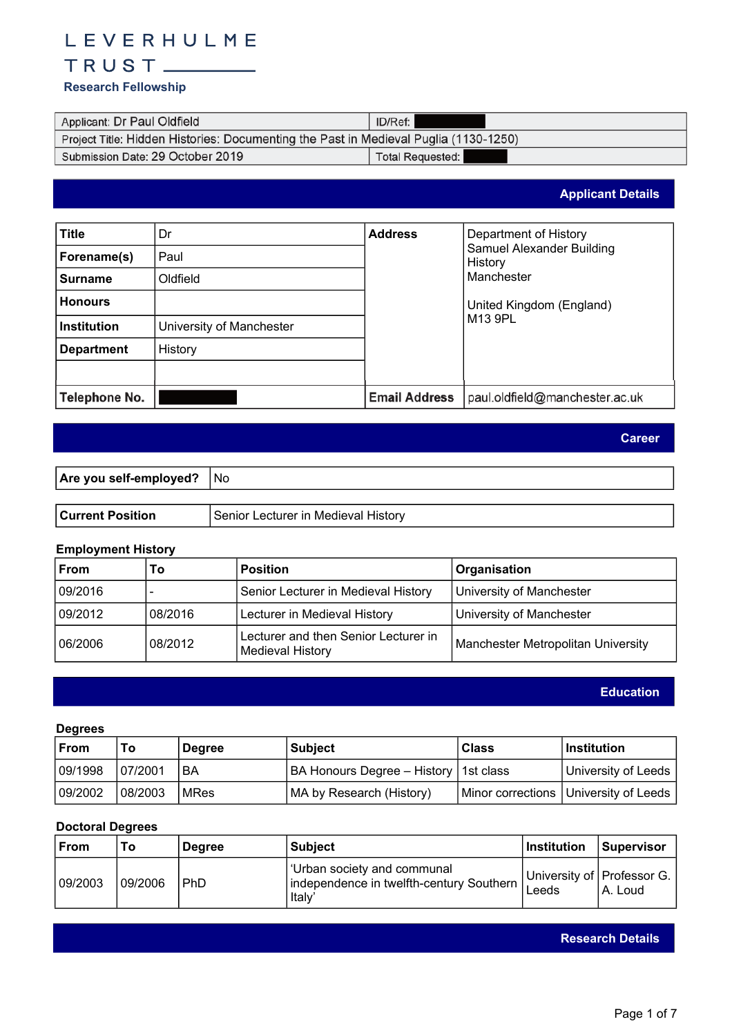# LEVERHULME TRUST

**Research Fellowship**

| Applicant: Dr Paul Oldfield | ID/Ref: |
|---|---|
| Project Title: Hidden Histories: Documenting the Past in Medieval Puglia (1130-1250) | |
| Submission Date: 29 October 2019 | Total Requested: |

## Applicant Details

| | | | |
|---|---|---|---|
| **Title** | Dr | **Address** | Department of History<br>Samuel Alexander Building<br>History<br>Manchester<br><br>United Kingdom (England)<br>M13 9PL |
| **Forename(s)** | Paul | | |
| **Surname** | Oldfield | | |
| **Honours** | | | |
| **Institution** | University of Manchester | | |
| **Department** | History | | |
| | | | |
| **Telephone No.** | | **Email Address** | paul.oldfield@manchester.ac.uk |

## Career

| **Are you self-employed?** | No |
|---|---|

| **Current Position** | Senior Lecturer in Medieval History |
|---|---|

**Employment History**

| From | To | Position | Organisation |
|---|---|---|---|
| 09/2016 | - | Senior Lecturer in Medieval History | University of Manchester |
| 09/2012 | 08/2016 | Lecturer in Medieval History | University of Manchester |
| 06/2006 | 08/2012 | Lecturer and then Senior Lecturer in Medieval History | Manchester Metropolitan University |

## Education

**Degrees**

| From | To | Degree | Subject | Class | Institution |
|---|---|---|---|---|---|
| 09/1998 | 07/2001 | BA | BA Honours Degree – History | 1st class | University of Leeds |
| 09/2002 | 08/2003 | MRes | MA by Research (History) | Minor corrections | University of Leeds |

**Doctoral Degrees**

| From | To | Degree | Subject | Institution | Supervisor |
|---|---|---|---|---|---|
| 09/2003 | 09/2006 | PhD | 'Urban society and communal independence in twelfth-century Southern Italy' | University of Leeds | Professor G. A. Loud |

## Research Details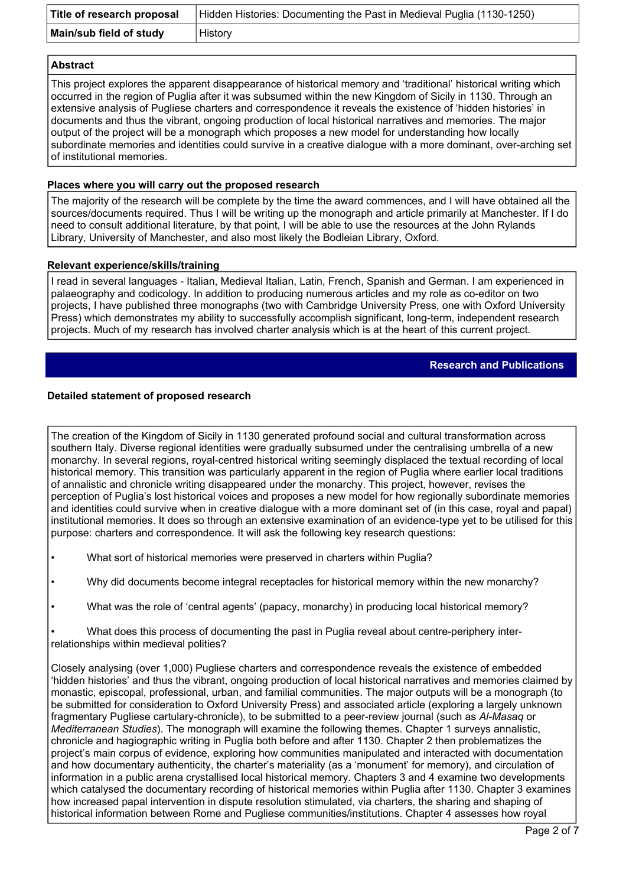| Title of research proposal | Hidden Histories: Documenting the Past in Medieval Puglia (1130-1250) |
| --- | --- |
| Main/sub field of study | History |

**Abstract**

This project explores the apparent disappearance of historical memory and 'traditional' historical writing which occurred in the region of Puglia after it was subsumed within the new Kingdom of Sicily in 1130. Through an extensive analysis of Pugliese charters and correspondence it reveals the existence of 'hidden histories' in documents and thus the vibrant, ongoing production of local historical narratives and memories. The major output of the project will be a monograph which proposes a new model for understanding how locally subordinate memories and identities could survive in a creative dialogue with a more dominant, over-arching set of institutional memories.

**Places where you will carry out the proposed research**

The majority of the research will be complete by the time the award commences, and I will have obtained all the sources/documents required. Thus I will be writing up the monograph and article primarily at Manchester. If I do need to consult additional literature, by that point, I will be able to use the resources at the John Rylands Library, University of Manchester, and also most likely the Bodleian Library, Oxford.

**Relevant experience/skills/training**

I read in several languages - Italian, Medieval Italian, Latin, French, Spanish and German. I am experienced in palaeography and codicology. In addition to producing numerous articles and my role as co-editor on two projects, I have published three monographs (two with Cambridge University Press, one with Oxford University Press) which demonstrates my ability to successfully accomplish significant, long-term, independent research projects. Much of my research has involved charter analysis which is at the heart of this current project.

## Research and Publications

**Detailed statement of proposed research**

The creation of the Kingdom of Sicily in 1130 generated profound social and cultural transformation across southern Italy. Diverse regional identities were gradually subsumed under the centralising umbrella of a new monarchy. In several regions, royal-centred historical writing seemingly displaced the textual recording of local historical memory. This transition was particularly apparent in the region of Puglia where earlier local traditions of annalistic and chronicle writing disappeared under the monarchy. This project, however, revises the perception of Puglia's lost historical voices and proposes a new model for how regionally subordinate memories and identities could survive when in creative dialogue with a more dominant set of (in this case, royal and papal) institutional memories. It does so through an extensive examination of an evidence-type yet to be utilised for this purpose: charters and correspondence. It will ask the following key research questions:

- What sort of historical memories were preserved in charters within Puglia?
- Why did documents become integral receptacles for historical memory within the new monarchy?
- What was the role of 'central agents' (papacy, monarchy) in producing local historical memory?
- What does this process of documenting the past in Puglia reveal about centre-periphery inter-relationships within medieval polities?

Closely analysing (over 1,000) Pugliese charters and correspondence reveals the existence of embedded 'hidden histories' and thus the vibrant, ongoing production of local historical narratives and memories claimed by monastic, episcopal, professional, urban, and familial communities. The major outputs will be a monograph (to be submitted for consideration to Oxford University Press) and associated article (exploring a largely unknown fragmentary Pugliese cartulary-chronicle), to be submitted to a peer-review journal (such as *Al-Masaq* or *Mediterranean Studies*). The monograph will examine the following themes. Chapter 1 surveys annalistic, chronicle and hagiographic writing in Puglia both before and after 1130. Chapter 2 then problematizes the project's main corpus of evidence, exploring how communities manipulated and interacted with documentation and how documentary authenticity, the charter's materiality (as a 'monument' for memory), and circulation of information in a public arena crystallised local historical memory. Chapters 3 and 4 examine two developments which catalysed the documentary recording of historical memories within Puglia after 1130. Chapter 3 examines how increased papal intervention in dispute resolution stimulated, via charters, the sharing and shaping of historical information between Rome and Pugliese communities/institutions. Chapter 4 assesses how royal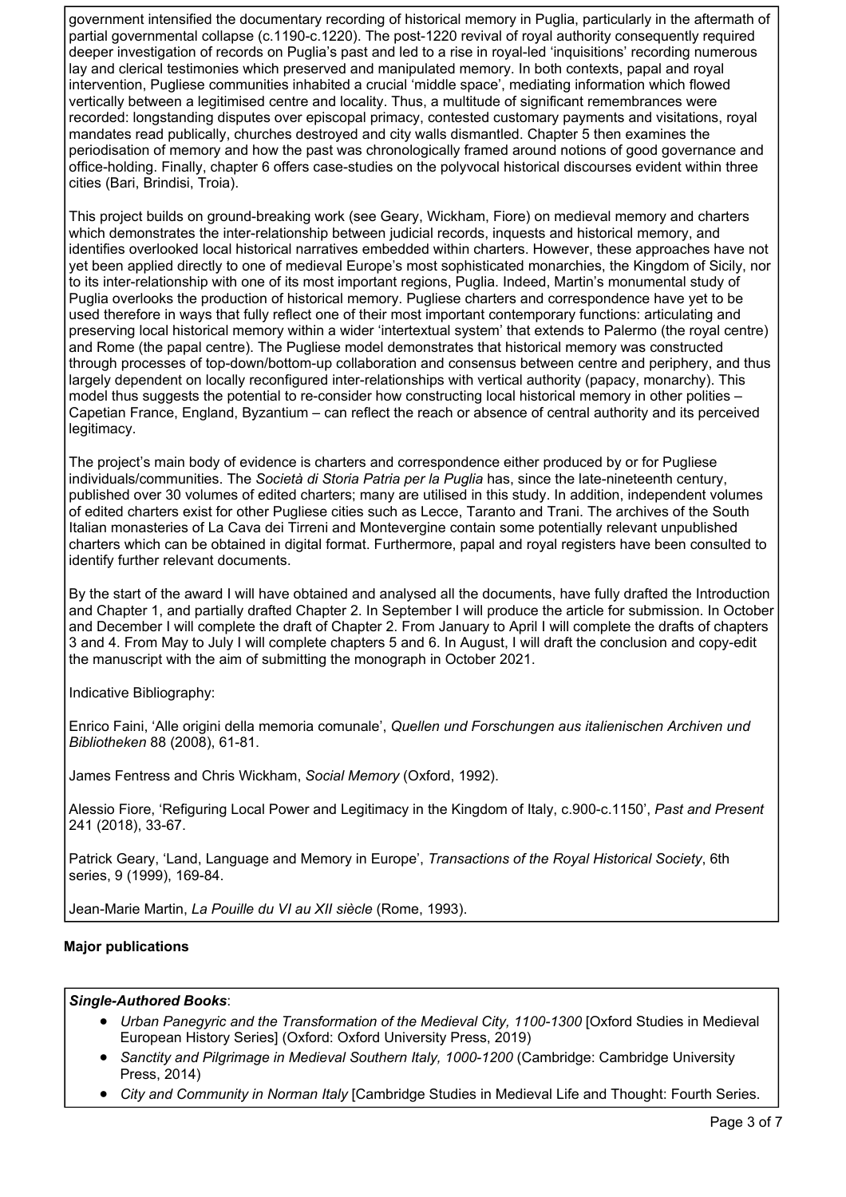government intensified the documentary recording of historical memory in Puglia, particularly in the aftermath of partial governmental collapse (c.1190-c.1220). The post-1220 revival of royal authority consequently required deeper investigation of records on Puglia's past and led to a rise in royal-led 'inquisitions' recording numerous lay and clerical testimonies which preserved and manipulated memory. In both contexts, papal and royal intervention, Pugliese communities inhabited a crucial 'middle space', mediating information which flowed vertically between a legitimised centre and locality. Thus, a multitude of significant remembrances were recorded: longstanding disputes over episcopal primacy, contested customary payments and visitations, royal mandates read publically, churches destroyed and city walls dismantled. Chapter 5 then examines the periodisation of memory and how the past was chronologically framed around notions of good governance and office-holding. Finally, chapter 6 offers case-studies on the polyvocal historical discourses evident within three cities (Bari, Brindisi, Troia).

This project builds on ground-breaking work (see Geary, Wickham, Fiore) on medieval memory and charters which demonstrates the inter-relationship between judicial records, inquests and historical memory, and identifies overlooked local historical narratives embedded within charters. However, these approaches have not yet been applied directly to one of medieval Europe's most sophisticated monarchies, the Kingdom of Sicily, nor to its inter-relationship with one of its most important regions, Puglia. Indeed, Martin's monumental study of Puglia overlooks the production of historical memory. Pugliese charters and correspondence have yet to be used therefore in ways that fully reflect one of their most important contemporary functions: articulating and preserving local historical memory within a wider 'intertextual system' that extends to Palermo (the royal centre) and Rome (the papal centre). The Pugliese model demonstrates that historical memory was constructed through processes of top-down/bottom-up collaboration and consensus between centre and periphery, and thus largely dependent on locally reconfigured inter-relationships with vertical authority (papacy, monarchy). This model thus suggests the potential to re-consider how constructing local historical memory in other polities – Capetian France, England, Byzantium – can reflect the reach or absence of central authority and its perceived legitimacy.

The project's main body of evidence is charters and correspondence either produced by or for Pugliese individuals/communities. The *Società di Storia Patria per la Puglia* has, since the late-nineteenth century, published over 30 volumes of edited charters; many are utilised in this study. In addition, independent volumes of edited charters exist for other Pugliese cities such as Lecce, Taranto and Trani. The archives of the South Italian monasteries of La Cava dei Tirreni and Montevergine contain some potentially relevant unpublished charters which can be obtained in digital format. Furthermore, papal and royal registers have been consulted to identify further relevant documents.

By the start of the award I will have obtained and analysed all the documents, have fully drafted the Introduction and Chapter 1, and partially drafted Chapter 2. In September I will produce the article for submission. In October and December I will complete the draft of Chapter 2. From January to April I will complete the drafts of chapters 3 and 4. From May to July I will complete chapters 5 and 6. In August, I will draft the conclusion and copy-edit the manuscript with the aim of submitting the monograph in October 2021.

Indicative Bibliography:

Enrico Faini, 'Alle origini della memoria comunale', *Quellen und Forschungen aus italienischen Archiven und Bibliotheken* 88 (2008), 61-81.

James Fentress and Chris Wickham, *Social Memory* (Oxford, 1992).

Alessio Fiore, 'Refiguring Local Power and Legitimacy in the Kingdom of Italy, c.900-c.1150', *Past and Present* 241 (2018), 33-67.

Patrick Geary, 'Land, Language and Memory in Europe', *Transactions of the Royal Historical Society*, 6th series, 9 (1999), 169-84.

Jean-Marie Martin, *La Pouille du VI au XII siècle* (Rome, 1993).

**Major publications**

***Single-Authored Books***:

- *Urban Panegyric and the Transformation of the Medieval City, 1100-1300* [Oxford Studies in Medieval European History Series] (Oxford: Oxford University Press, 2019)
- *Sanctity and Pilgrimage in Medieval Southern Italy, 1000-1200* (Cambridge: Cambridge University Press, 2014)
- *City and Community in Norman Italy* [Cambridge Studies in Medieval Life and Thought: Fourth Series.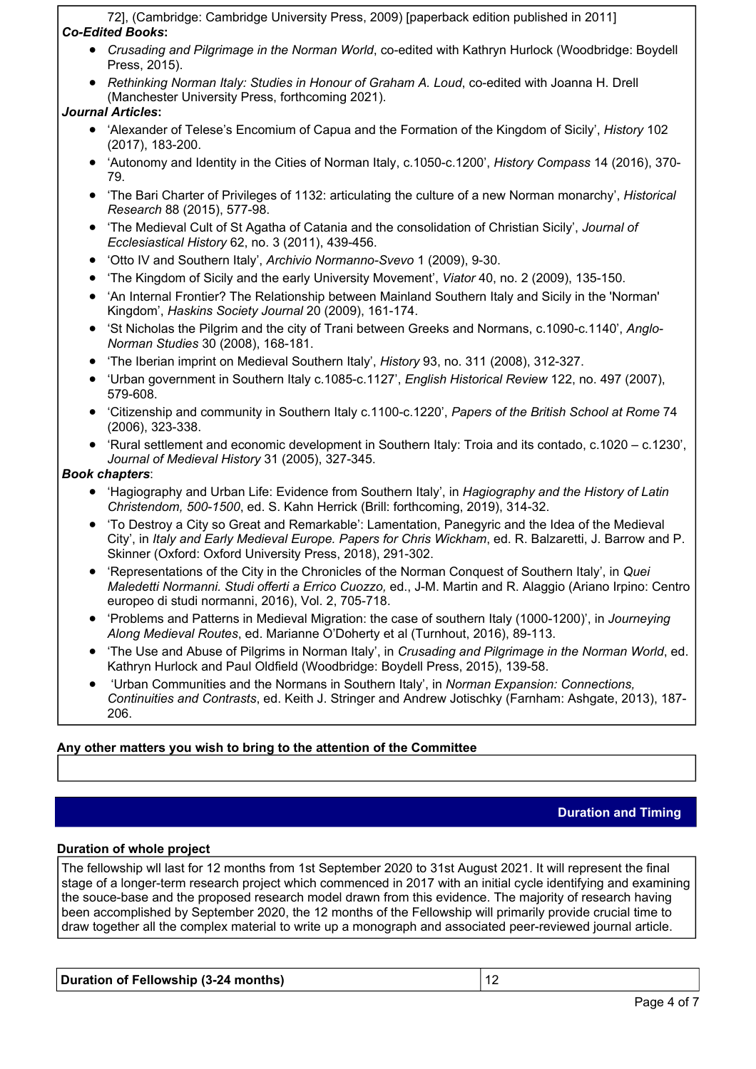72], (Cambridge: Cambridge University Press, 2009) [paperback edition published in 2011]

***Co-Edited Books*:**

- *Crusading and Pilgrimage in the Norman World*, co-edited with Kathryn Hurlock (Woodbridge: Boydell Press, 2015).
- *Rethinking Norman Italy: Studies in Honour of Graham A. Loud*, co-edited with Joanna H. Drell (Manchester University Press, forthcoming 2021).

***Journal Articles*:**

- 'Alexander of Telese's Encomium of Capua and the Formation of the Kingdom of Sicily', *History* 102 (2017), 183-200.
- 'Autonomy and Identity in the Cities of Norman Italy, c.1050-c.1200', *History Compass* 14 (2016), 370-79.
- 'The Bari Charter of Privileges of 1132: articulating the culture of a new Norman monarchy', *Historical Research* 88 (2015), 577-98.
- 'The Medieval Cult of St Agatha of Catania and the consolidation of Christian Sicily', *Journal of Ecclesiastical History* 62, no. 3 (2011), 439-456.
- 'Otto IV and Southern Italy', *Archivio Normanno-Svevo* 1 (2009), 9-30.
- 'The Kingdom of Sicily and the early University Movement', *Viator* 40, no. 2 (2009), 135-150.
- 'An Internal Frontier? The Relationship between Mainland Southern Italy and Sicily in the 'Norman' Kingdom', *Haskins Society Journal* 20 (2009), 161-174.
- 'St Nicholas the Pilgrim and the city of Trani between Greeks and Normans, c.1090-c.1140', *Anglo-Norman Studies* 30 (2008), 168-181.
- 'The Iberian imprint on Medieval Southern Italy', *History* 93, no. 311 (2008), 312-327.
- 'Urban government in Southern Italy c.1085-c.1127', *English Historical Review* 122, no. 497 (2007), 579-608.
- 'Citizenship and community in Southern Italy c.1100-c.1220', *Papers of the British School at Rome* 74 (2006), 323-338.
- 'Rural settlement and economic development in Southern Italy: Troia and its contado, c.1020 – c.1230', *Journal of Medieval History* 31 (2005), 327-345.

***Book chapters*:**

- 'Hagiography and Urban Life: Evidence from Southern Italy', in *Hagiography and the History of Latin Christendom, 500-1500*, ed. S. Kahn Herrick (Brill: forthcoming, 2019), 314-32.
- 'To Destroy a City so Great and Remarkable': Lamentation, Panegyric and the Idea of the Medieval City', in *Italy and Early Medieval Europe. Papers for Chris Wickham*, ed. R. Balzaretti, J. Barrow and P. Skinner (Oxford: Oxford University Press, 2018), 291-302.
- 'Representations of the City in the Chronicles of the Norman Conquest of Southern Italy', in *Quei Maledetti Normanni. Studi offerti a Errico Cuozzo,* ed., J-M. Martin and R. Alaggio (Ariano Irpino: Centro europeo di studi normanni, 2016), Vol. 2, 705-718.
- 'Problems and Patterns in Medieval Migration: the case of southern Italy (1000-1200)', in *Journeying Along Medieval Routes*, ed. Marianne O'Doherty et al (Turnhout, 2016), 89-113.
- 'The Use and Abuse of Pilgrims in Norman Italy', in *Crusading and Pilgrimage in the Norman World*, ed. Kathryn Hurlock and Paul Oldfield (Woodbridge: Boydell Press, 2015), 139-58.
- 'Urban Communities and the Normans in Southern Italy', in *Norman Expansion: Connections, Continuities and Contrasts*, ed. Keith J. Stringer and Andrew Jotischky (Farnham: Ashgate, 2013), 187-206.

**Any other matters you wish to bring to the attention of the Committee**

## Duration and Timing

**Duration of whole project**

The fellowship wll last for 12 months from 1st September 2020 to 31st August 2021. It will represent the final stage of a longer-term research project which commenced in 2017 with an initial cycle identifying and examining the souce-base and the proposed research model drawn from this evidence. The majority of research having been accomplished by September 2020, the 12 months of the Fellowship will primarily provide crucial time to draw together all the complex material to write up a monograph and associated peer-reviewed journal article.

| **Duration of Fellowship (3-24 months)** | 12 |
| --- | --- |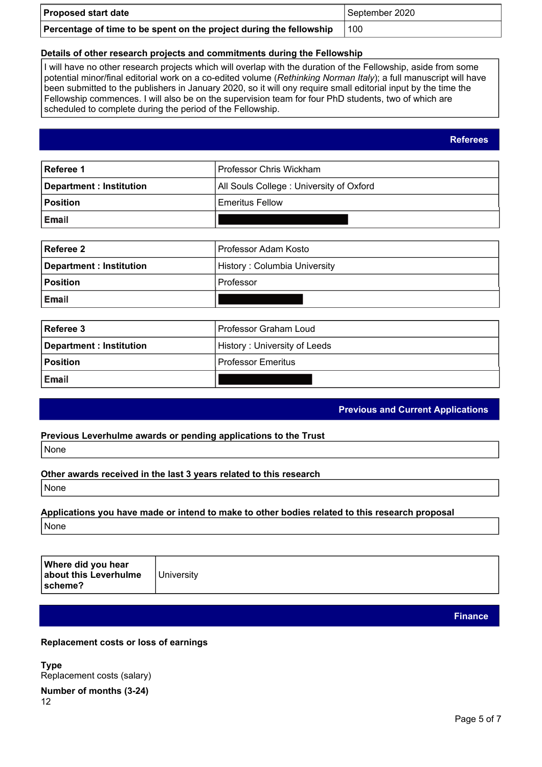| Proposed start date | September 2020 |
| --- | --- |
| **Percentage of time to be spent on the project during the fellowship** | 100 |

**Details of other research projects and commitments during the Fellowship**

I will have no other research projects which will overlap with the duration of the Fellowship, aside from some potential minor/final editorial work on a co-edited volume (*Rethinking Norman Italy*); a full manuscript will have been submitted to the publishers in January 2020, so it will ony require small editorial input by the time the Fellowship commences. I will also be on the supervision team for four PhD students, two of which are scheduled to complete during the period of the Fellowship.

## Referees

| Referee 1 | Professor Chris Wickham |
| --- | --- |
| **Department : Institution** | All Souls College : University of Oxford |
| **Position** | Emeritus Fellow |
| **Email** | ███████ |

| Referee 2 | Professor Adam Kosto |
| --- | --- |
| **Department : Institution** | History : Columbia University |
| **Position** | Professor |
| **Email** | ███████ |

| Referee 3 | Professor Graham Loud |
| --- | --- |
| **Department : Institution** | History : University of Leeds |
| **Position** | Professor Emeritus |
| **Email** | ███████ |

## Previous and Current Applications

**Previous Leverhulme awards or pending applications to the Trust**

None

**Other awards received in the last 3 years related to this research**

None

**Applications you have made or intend to make to other bodies related to this research proposal**

None

| Where did you hear about this Leverhulme scheme? | University |
| --- | --- |

## Finance

**Replacement costs or loss of earnings**

**Type**
Replacement costs (salary)

**Number of months (3-24)**
12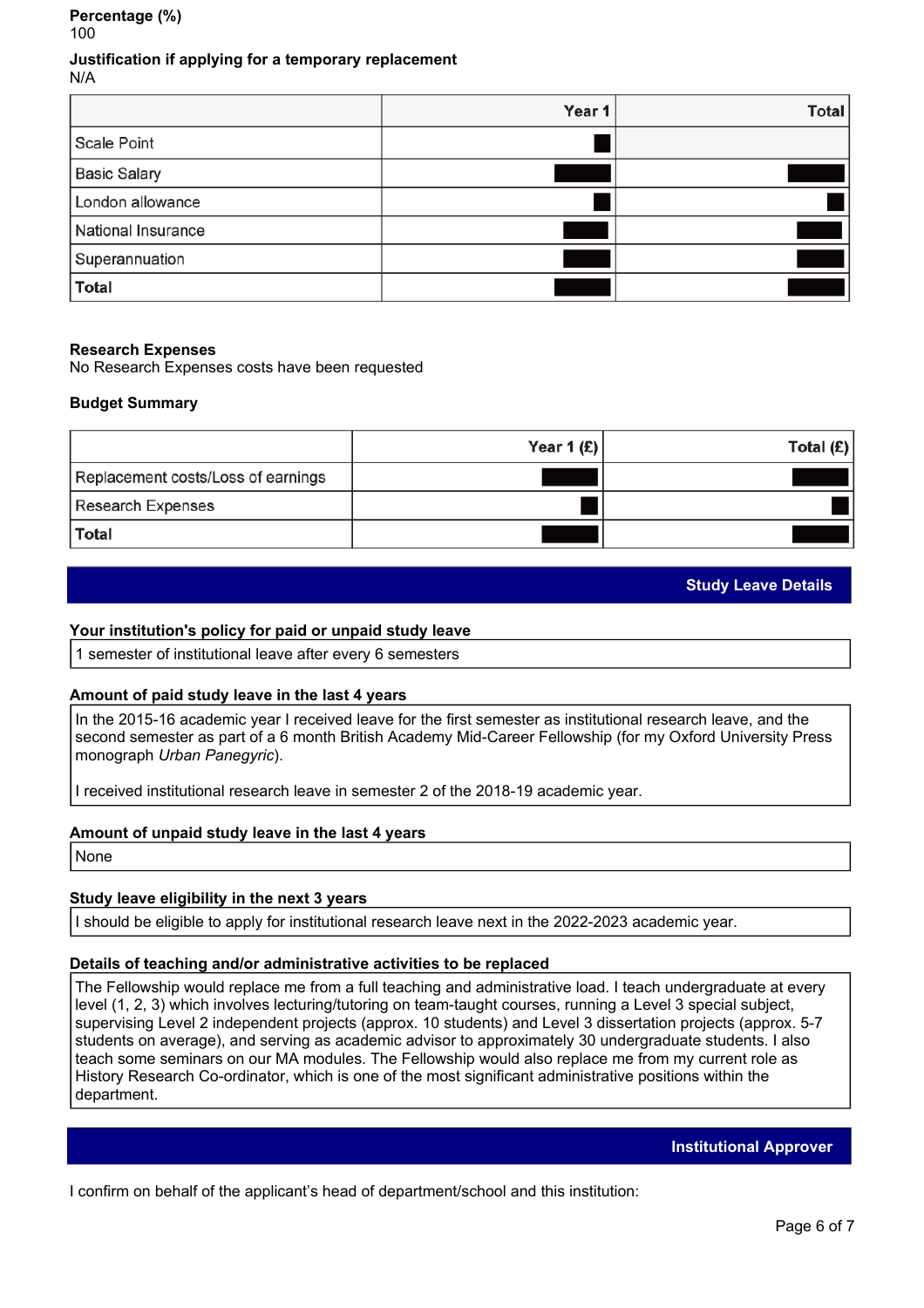**Percentage (%)**
100

**Justification if applying for a temporary replacement**
N/A

| | Year 1 | Total |
|---|---|---|
| Scale Point | ■ | |
| Basic Salary | ■ | ■ |
| London allowance | ■ | ■ |
| National Insurance | ■ | ■ |
| Superannuation | ■ | ■ |
| **Total** | ■ | ■ |

**Research Expenses**
No Research Expenses costs have been requested

**Budget Summary**

| | Year 1 (£) | Total (£) |
|---|---|---|
| Replacement costs/Loss of earnings | ■ | ■ |
| Research Expenses | ■ | ■ |
| **Total** | ■ | ■ |

## Study Leave Details

**Your institution's policy for paid or unpaid study leave**

1 semester of institutional leave after every 6 semesters

**Amount of paid study leave in the last 4 years**

In the 2015-16 academic year I received leave for the first semester as institutional research leave, and the second semester as part of a 6 month British Academy Mid-Career Fellowship (for my Oxford University Press monograph *Urban Panegyric*).

I received institutional research leave in semester 2 of the 2018-19 academic year.

**Amount of unpaid study leave in the last 4 years**

None

**Study leave eligibility in the next 3 years**

I should be eligible to apply for institutional research leave next in the 2022-2023 academic year.

**Details of teaching and/or administrative activities to be replaced**

The Fellowship would replace me from a full teaching and administrative load. I teach undergraduate at every level (1, 2, 3) which involves lecturing/tutoring on team-taught courses, running a Level 3 special subject, supervising Level 2 independent projects (approx. 10 students) and Level 3 dissertation projects (approx. 5-7 students on average), and serving as academic advisor to approximately 30 undergraduate students. I also teach some seminars on our MA modules. The Fellowship would also replace me from my current role as History Research Co-ordinator, which is one of the most significant administrative positions within the department.

## Institutional Approver

I confirm on behalf of the applicant's head of department/school and this institution: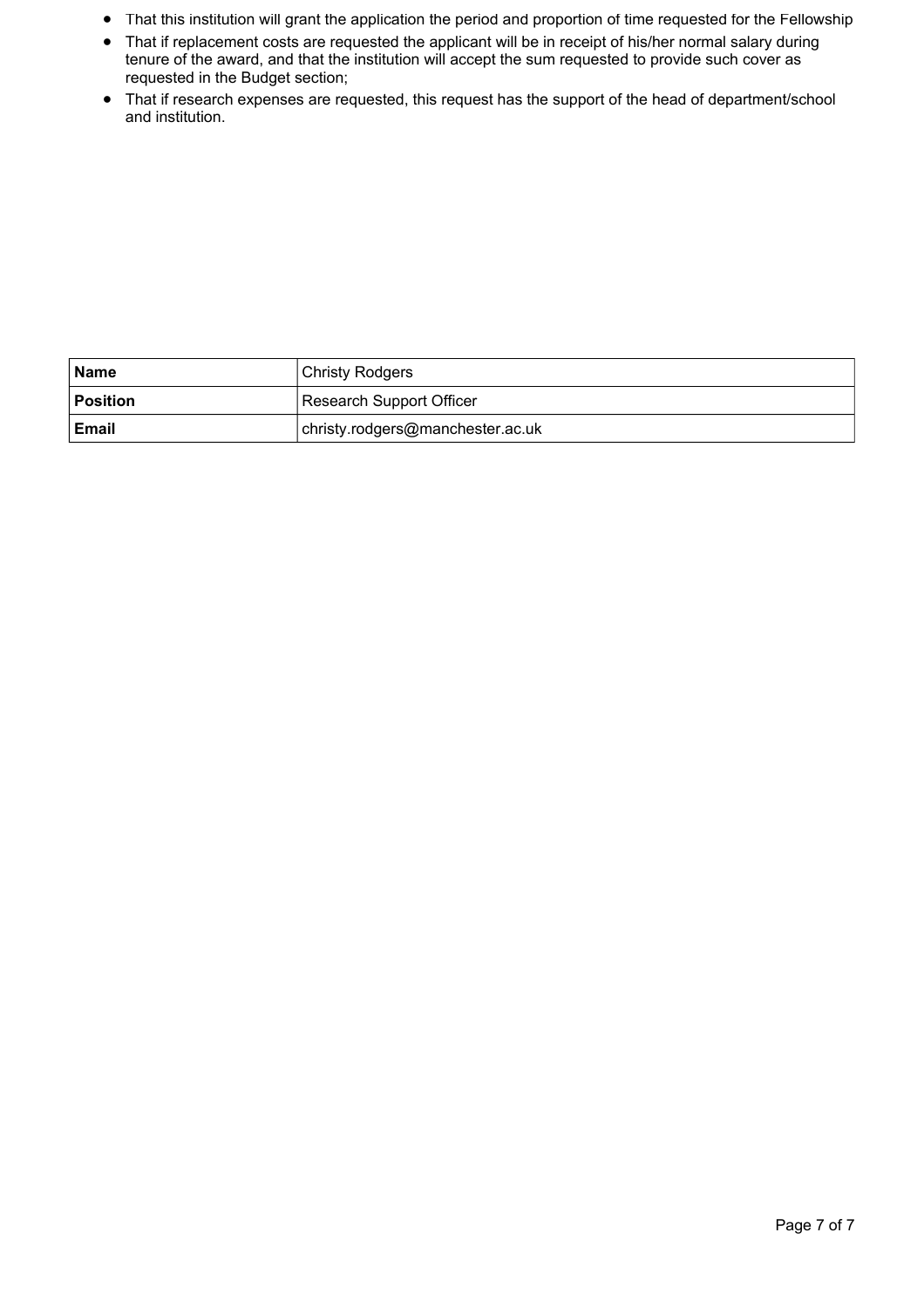- That this institution will grant the application the period and proportion of time requested for the Fellowship
- That if replacement costs are requested the applicant will be in receipt of his/her normal salary during tenure of the award, and that the institution will accept the sum requested to provide such cover as requested in the Budget section;
- That if research expenses are requested, this request has the support of the head of department/school and institution.

| | |
|---|---|
| **Name** | Christy Rodgers |
| **Position** | Research Support Officer |
| **Email** | christy.rodgers@manchester.ac.uk |